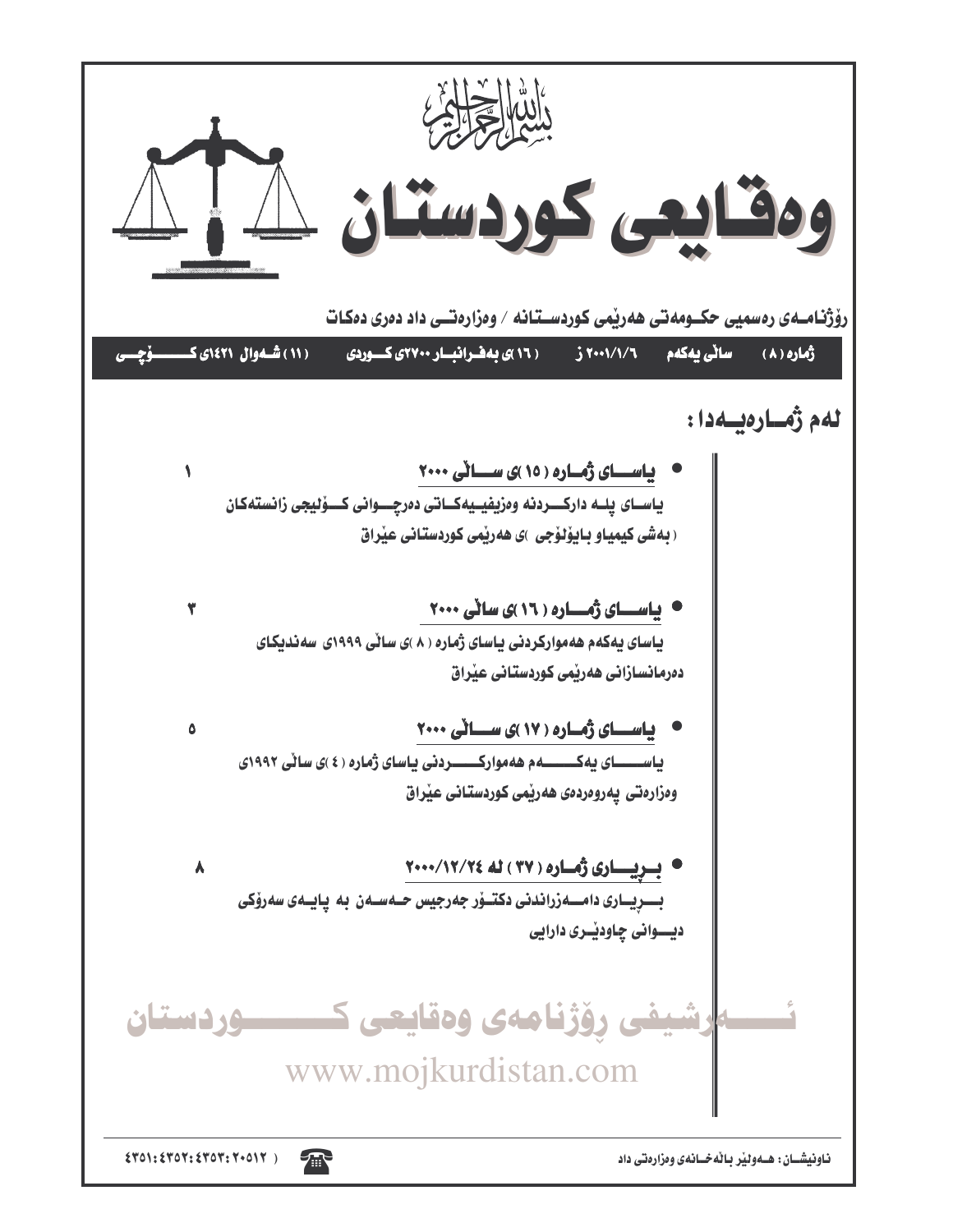بسم الله الرحمن الرحيم

# وەقایعی کوردستان

**رۆژنامەی رەسمیی حکومەتی هەرێمی کوردستانە / وەزارەتی داد دەری دەکات**

**ژمارە (٨) سالی یەکەم ٢٠٠١/١/٦ ز (١٦)ی بەفرانبار ٢٧٠٠ی کوردی (١١) شەوال ١٤٢١ی کۆچی**

## لەم ژمارەیەدا :

- **یاسای ژمارە (١٥)ی سالی ٢٠٠٠** — ١
  یاسای پلە دارکردنە وەزیفییەکاتی دەرچوانی کۆلیجی زانستەکان (بەشی کیمیاو بایۆلۆجی)ی هەرێمی کوردستانی عێراق

- **یاسای ژمارە (١٦)ی سالی ٢٠٠٠** — ٣
  یاسای یەکەم هەموارکردنی یاسای ژمارە (٨)ی سالی ١٩٩٩ی سەندیکای دەرمانسازانی هەرێمی کوردستانی عێراق

- **یاسای ژمارە (١٧)ی سالی ٢٠٠٠** — ٥
  یاسای یەکەم هەموارکردنی یاسای ژمارە (٤)ی سالی ١٩٩٢ی وەزارەتی پەروەردەی هەرێمی کوردستانی عێراق

- **بریاری ژمارە (٣٧) لە ٢٠٠٠/١٢/٢٤** — ٨
  بریاری دامەزراندنی دکتۆر جەرجیس حەسەن بە پایەی سەرۆکی دیوانی چاودێری دارایی

ئەرشیفی رۆژنامەی وەقایعی کوردستان

www.mojkurdistan.com

ناونیشان: هەولێر بالەخانەی وەزارەتی داد

( ٤٣٥١:٤٣٥٢:٤٣٥٣:٢٠٥١٢ )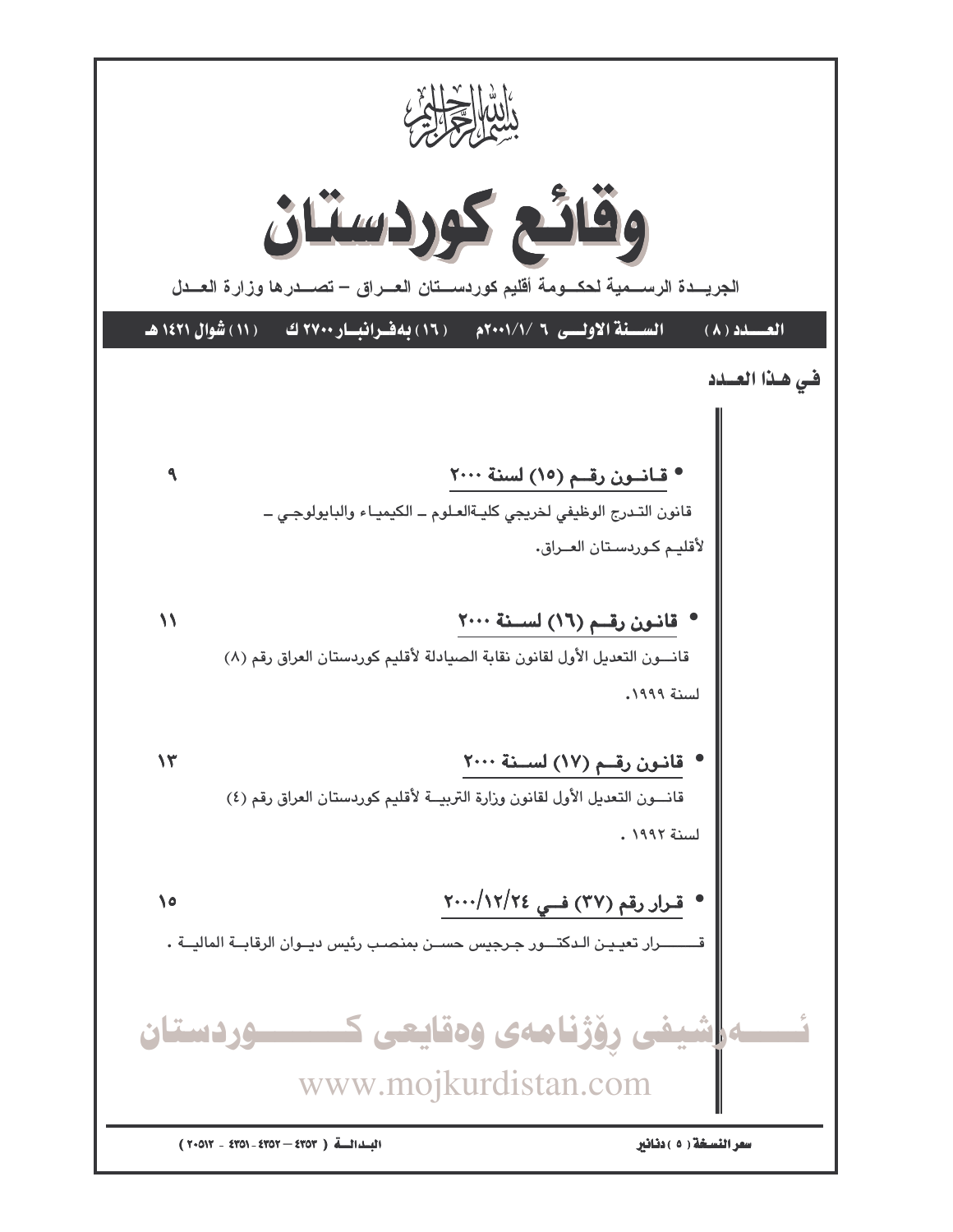بسم الله الرحمن الرحيم

# وقائع كوردستان

الجريدة الرسمية لحكومة أقليم كوردستان العراق – تصدرها وزارة العدل

العدد (٨) | السنة الاولى ٦ /١/٢٠٠١م | (١٦) بەفرانبار ٢٧٠٠ ك | (١١) شوال ١٤٢١ هـ

## في هذا العدد

- **قانون رقم (١٥) لسنة ٢٠٠٠** ..... ٩

  قانون التدرج الوظيفي لخريجي كليةالعلوم ـ الكيمياء والبايولوجي ـ لأقليم كوردستان العراق.

- **قانون رقم (١٦) لسنة ٢٠٠٠** ..... ١١

  قانون التعديل الأول لقانون نقابة الصيادلة لأقليم كوردستان العراق رقم (٨) لسنة ١٩٩٩.

- **قانون رقم (١٧) لسنة ٢٠٠٠** ..... ١٣

  قانون التعديل الأول لقانون وزارة التربية لأقليم كوردستان العراق رقم (٤) لسنة ١٩٩٢ .

- **قرار رقم (٣٧) في ٢٠٠٠/١٢/٢٤** ..... ١٥

  قرار تعيين الدكتور جرجيس حسن بمنصب رئيس ديوان الرقابة المالية .

سعر النسخة (٥) دنانير

البدالة ( ٤٣٥٣ – ٤٣٥٢ - ٤٣٥١ - ٢٠٥١٢ )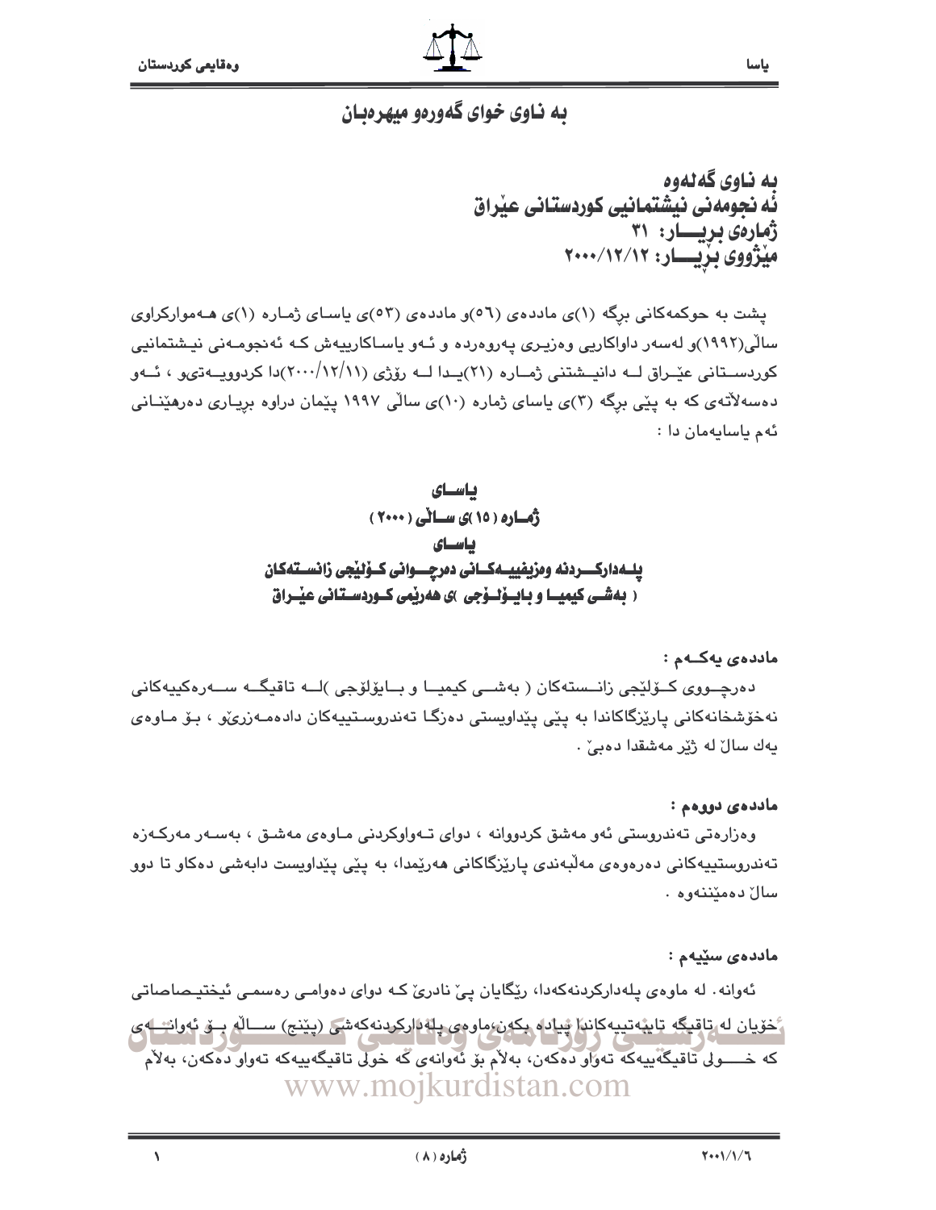## به ناوی خوای گەورەو میهرەبان

**به ناوی گەلەوە**
**ئه نجومەنی نیشتمانیی کوردستانی عێراق**
**ژمارەی بڕیـــار: ٣١**
**مێژووی بڕیـــار: ٢٠٠٠/١٢/١٢**

پشت به حوکمەکانی برگە (١)ی ماددەی (٥٦)و ماددەی (٥٣)ی یاسـای ژمـارە (١)ی هـەموارکراوی ساڵی(١٩٩٢)و لەسەر داواکاریی وەزیـری پەروەردە و ئـەو یاسـاکارییەش کـە ئەنجومـەنی نیـشتمانیی کوردســتانی عێـراق لــە دانیــشتنی ژمــارە (٢١)یــدا لــە رۆژی (٢٠٠٠/١٢/١١)دا کردوویــەتیو ، ئــەو دەسەڵاتەی کە بە پێی برگە (٣)ی یاسای ژمارە (١٠)ی ساڵی ١٩٩٧ پێمان دراوە بڕیـاری دەرهێنـانی ئەم یاسایەمان دا :

### یاسـای
### ژمـارە (١٥)ی سـاڵی (٢٠٠٠)
### یاسـای
### پلـەدارکـــردنە وەزیفییــەکـانی دەرچـــوانی کـۆلێجی زانســتەکان
### ( بەشـی کیمیـا و بـایـۆلـۆجی )ی هەرێمی کـوردسـتانی عێـراق

**ماددەی یەکــەم :**

دەرچـــووی کـــۆلێجی زانـــستەکان ( بەشـــی کیمیـــا و بـــایۆلۆجی )لـــە تاقیگـــە ســـەرەکییەکانی نەخۆشخانەکانی پارێزگاکاندا به پێی پێداویستی دەزگـا تەندروستییەکان دادەمـەزرێو ، بـۆ مـاوەی یەك ساڵ لە ژێر مەشقدا دەبێ .

**ماددەی دووەم :**

وەزارەتی تەندروستی ئەو مەشق کردووانە ، دوای تـەواوکردنی مـاوەی مەشـق ، بەسـەر مەرکـەزە تەندروستییەکانی دەرەوەی مەڵبەندی پارێزگاکانی هەرێمدا، بە پێی پێداویست دابەشی دەکاو تا دوو ساڵ دەمێننەوە .

**ماددەی سێیەم :**

ئەوانە. لە ماوەی پلەدارکردنەکەدا، رێگایان پێ نادرێ کـە دوای دەوامـی رەسمـی ئیختیـصاصاتی خۆیان لە تاقیگە تایبەتییەکاندا پیادە بکەن،ماوەی پلەدارکردنەکەشی (پێنج) ســاڵە بـۆ ئەوانــەی کە خـــولی تاقیگەییەکە تەواو دەکەن، بەڵام بۆ ئەوانەی کە خولی تاقیگەییەکە تەواو دەکەن، بەڵام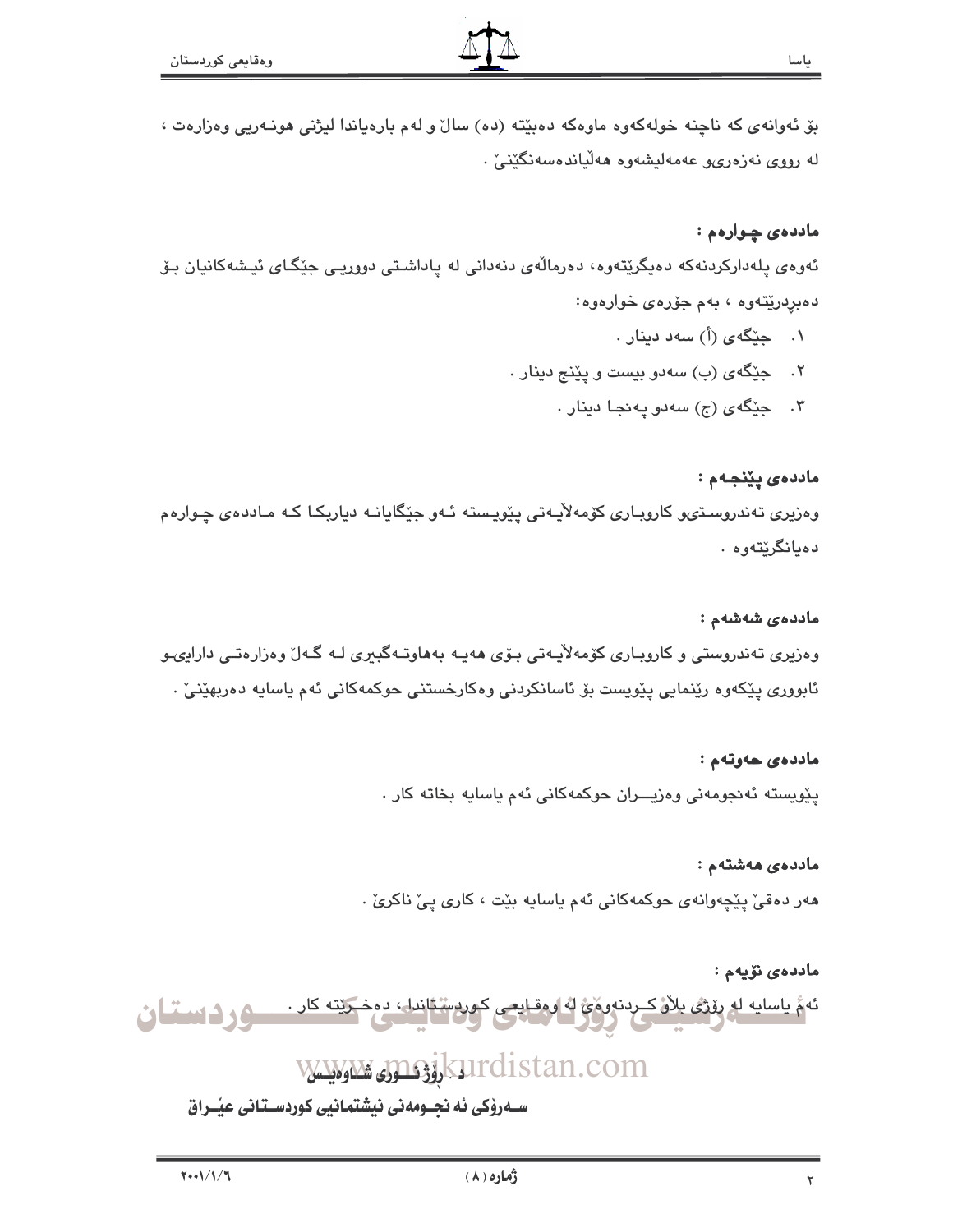بۆ ئەوانەی کە ناچنە خولەکەوە ماوەکە دەبێتە (دە) ساڵ و لەم بارەیاندا لیژنی هونەریی وەزارەت ، لە رووی نەزەرىو عەمەلیشەوە هەڵیاندەسەنگێنێ .

**ماددەی چوارەم :**

ئەوەی پلەدارکردنەکە دەیگرێتەوە، دەرماڵەی دنەدانی لە پاداشتی دووریی جێگای ئیشەکانیان بۆ دەبڕدرێتەوە ، بەم جۆرەی خوارەوە:

١. جێگەی (أ) سەد دینار .
٢. جێگەی (ب) سەدو بیست و پێنج دینار .
٣. جێگەی (ج) سەدو پەنجا دینار .

**ماددەی پێنجەم :**

وەزیری تەندروستىو کاروباری کۆمەڵایەتی پێویستە ئەو جێگایانە دیاربکا کە ماددەی چوارەم دەیانگرێتەوە .

**ماددەی شەشەم :**

وەزیری تەندروستی و کاروباری کۆمەڵایەتی بۆی هەیە بەهاوتەگبیری لە گەڵ وەزارەتی داراییو ئابووری پێکەوە رێنمایی پێویست بۆ ئاسانکردنی وەکارخستنی حوکمەکانی ئەم یاسایە دەربهێنێ .

**ماددەی حەوتەم :**

پێویستە ئەنجومەنی وەزیران حوکمەکانی ئەم یاسایە بخاتە کار .

**ماددەی هەشتەم :**

هەر دەقێ پێچەوانەی حوکمەکانی ئەم یاسایە بێت ، کاری پێ ناکرێ .

**ماددەی نۆیەم :**

ئەم یاسایە لە رۆژی بڵاو کردنەوەی لە وەقایعی کوردستاندا ، دەخرێتە کار .

**د. رۆژ نووری شاوەیس**

**سەرۆکی ئەنجومەنی نیشتمانیی کوردستانی عێراق**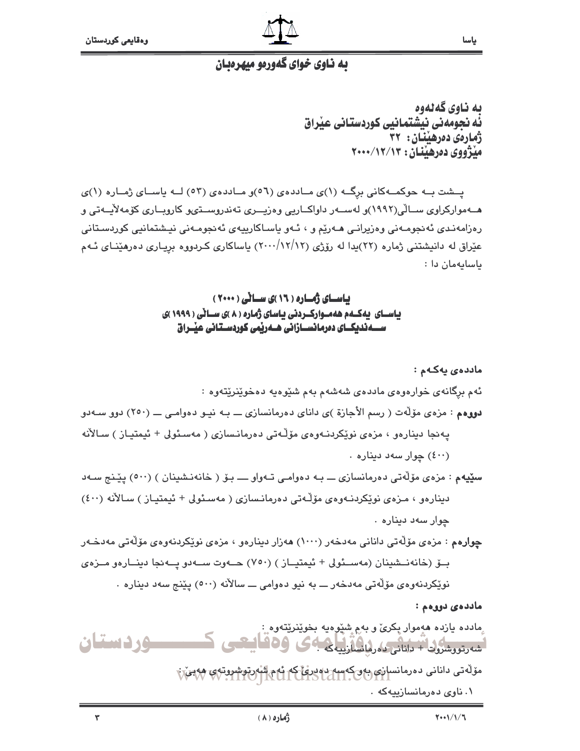## به ناوی خوای گەورەو میهرەبان

**به ناوی گەلەوه**
**ئه نجومەنی نیشتمانیی کوردستانی عێراق**
**ژمارەی دەرهێنان : ٣٢**
**مێژووی دەرهێنان : ٢٠٠٠/١٢/١٣**

پـشت بـه حوکمـەکانی برگـه (١)ی مـاددەی (٥٦)و مـاددەی (٥٣) لـه یاسـای ژمـاره (١)ی هـەموارکراوی سـاڵی(١٩٩٢)و لەسـەر داواکـاریی وەزیـری تەندروسـتیو کاروبـاری کۆمەڵایـەتی و رەزامەنـدی ئەنجومـەنی وەزیرانـی هـەرێم و ، ئـەو یاسـاکارییەی ئەنجومـەنی نیـشتمانیی کوردسـتانی عێراق له دانیشتنی ژماره (٢٢)یدا له رۆژی (٢٠٠٠/١٢/١٢) یاساکاری کردووه بڕیـاری دەرهێنـای ئـەم یاسایەمان دا :

### یاسـای ژمـاره ( ١٦ )ی سـاڵی ( ٢٠٠٠ )
### یاسـای یەکـەم هەمـوارکـردنی یاسای ژماره ( ٨ )ی سـاڵی ( ١٩٩٩ )ی سـەندیکـای دەرمانسـازانی هـەرێمی کوردسـتانی عێـراق

**ماددەی یەکـەم :**

ئەم برگانەی خوارەوەی ماددەی شەشەم بەم شێوەیە دەخوێنرێتەوە :

**دووەم** : مزەی مۆڵەت ( رسم الأجازة )ی دانای دەرمانسازی ــ بـه نیـو دەوامـی ــ (٢٥٠) دوو سـەدو پەنجا دینارەو ، مزەی نوێکردنـەوەی مۆڵـەتی دەرمانـسازی ( مەسـئولی + ئیمتیـاز ) سـاڵانه (٤٠٠) چوار سەد دیناره .

**سێیەم** : مزەی مۆڵەتی دەرمانسازی ــ بـه دەوامـی تـەواو ـــ بـۆ ( خانەنـشینان ) (٥٠٠) پێـنج سـەد دینارەو ، مـزەی نوێکردنـەوەی مۆڵـەتی دەرمانـسازی ( مەسـئولی + ئیمتیـاز ) سـاڵانه (٤٠٠) چوار سەد دیناره .

**چوارەم** : مزەی مۆڵەتی دانانی مەدخەر (١٠٠٠) هەزار دینارەو ، مزەی نوێکردنەوەی مۆڵەتی مەدخـەر بـۆ (خانەنـشینان (مەسـئولی + ئیمتیـاز ) (٧٥٠) حـەوت سـەدو پـەنجا دینـارەو مـزەی نوێکردنەوەی مۆڵەتی مەدخەر ــ به نیو دەوامی ــ ساڵانه (٥٠٠) پێنج سەد دیناره .

**ماددەی دووەم :**

ماددە یازدە هەموار بکرێ و بەم شێوەیە بخوێنرێتەوە :

شەرتووشروت + دانانی دەرمانسازییەکه .

مۆڵەتی دانانی دەرمانسازی بەو کەسە دەدرێ کە ئەم شەرتوشروتەی هەبێ :

١. ناوی دەرمانسازییەکه .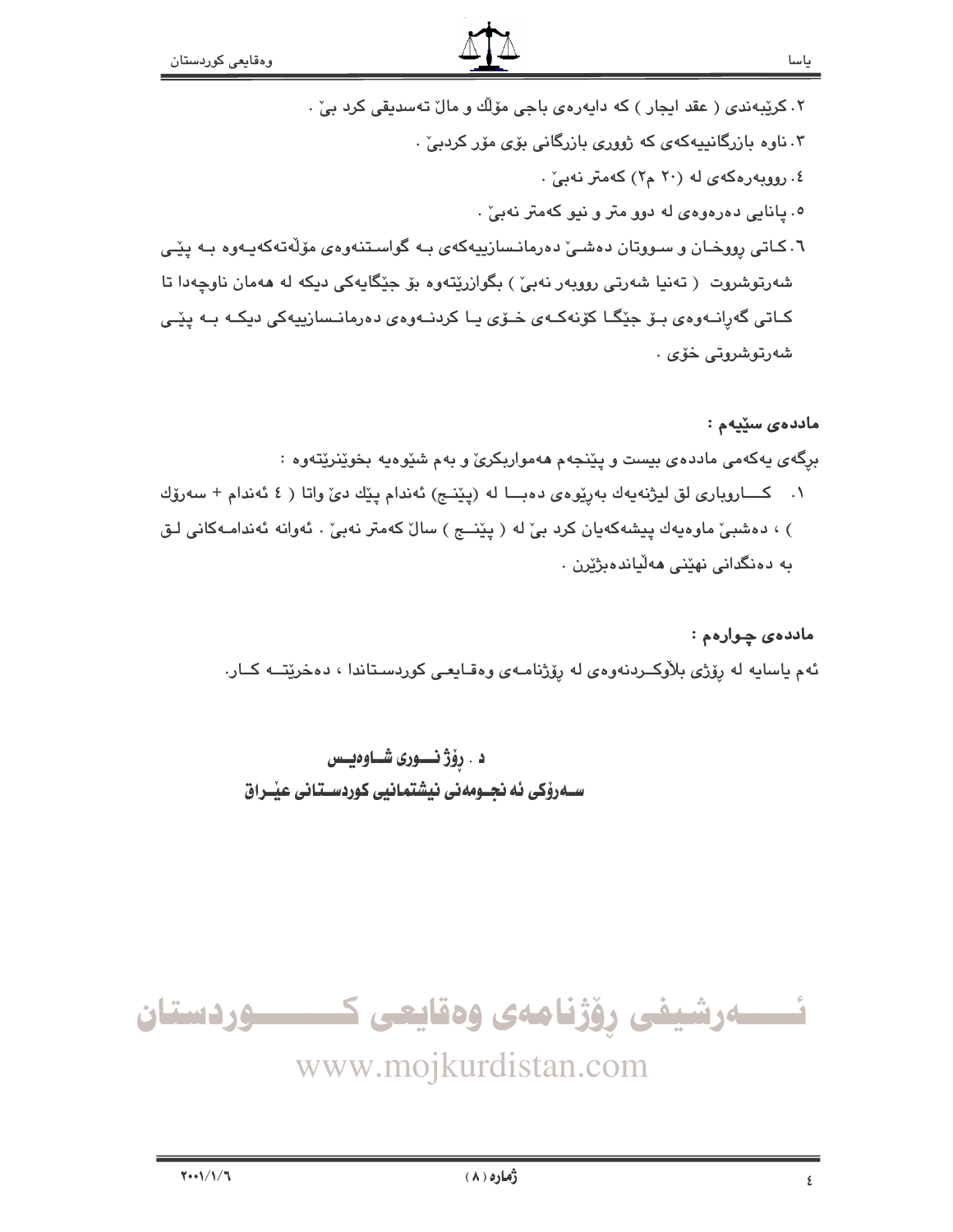٢. كرێبەندی ( عقد ایجار ) کە دایەرەی باجی مۆڵك و ماڵ تەسدیقی کرد بێ .

٣. ناوە بازرگانییەکەی کە ژووری بازرگانی بۆی مۆر کردبێ .

٤. ڕووبەرەکەی لە (٢٠ م٢) کەمتر نەبێ .

٥. پانایی دەرەوەی لە دوو متر و نیو کەمتر نەبێ .

٦. کاتی ڕووخان و سووتان دەشێ دەرمانسازییەکەی بە گواستنەوەی مۆڵەتەکەیەوە بە پێی شەرتوشروت ( تەنیا شەرتی ڕووبەر نەبێ ) بگوازرێتەوە بۆ جێگایەکی دیکە لە هەمان ناوچەدا تا کاتی گەڕانەوەی بۆ جێگا کۆنەکەی خۆی یا کردنەوەی دەرمانسازییەکی دیکە بە پێی شەرتوشروتی خۆی .

**ماددەی سێیەم :**

بڕگەی یەکەمی ماددەی بیست و پێنجەم هەمواربکرێ و بەم شێوەیە بخوێنرێتەوە :

١. کاروباری لق لیژنەیەك بەڕێوەی دەبا لە (پێنج) ئەندام پێك دێ واتا ( ٤ ئەندام + سەرۆك ) ، دەشبێ ماوەیەك پیشەکەیان کرد بێ لە ( پێنج ) ساڵ کەمتر نەبێ . ئەوانە ئەندامەکانی لق بە دەنگدانی نهێنی هەڵیاندەبژێرن .

**ماددەی چوارەم :**

ئەم یاسایە لە ڕۆژی بڵاوکردنەوەی لە ڕۆژنامەی وەقایعی کوردستاندا ، دەخرێتە کار.

**د . ڕۆژ نووری شاوەیس**

**سەرۆکی ئەنجومەنی نیشتمانیی کوردستانی عێراق**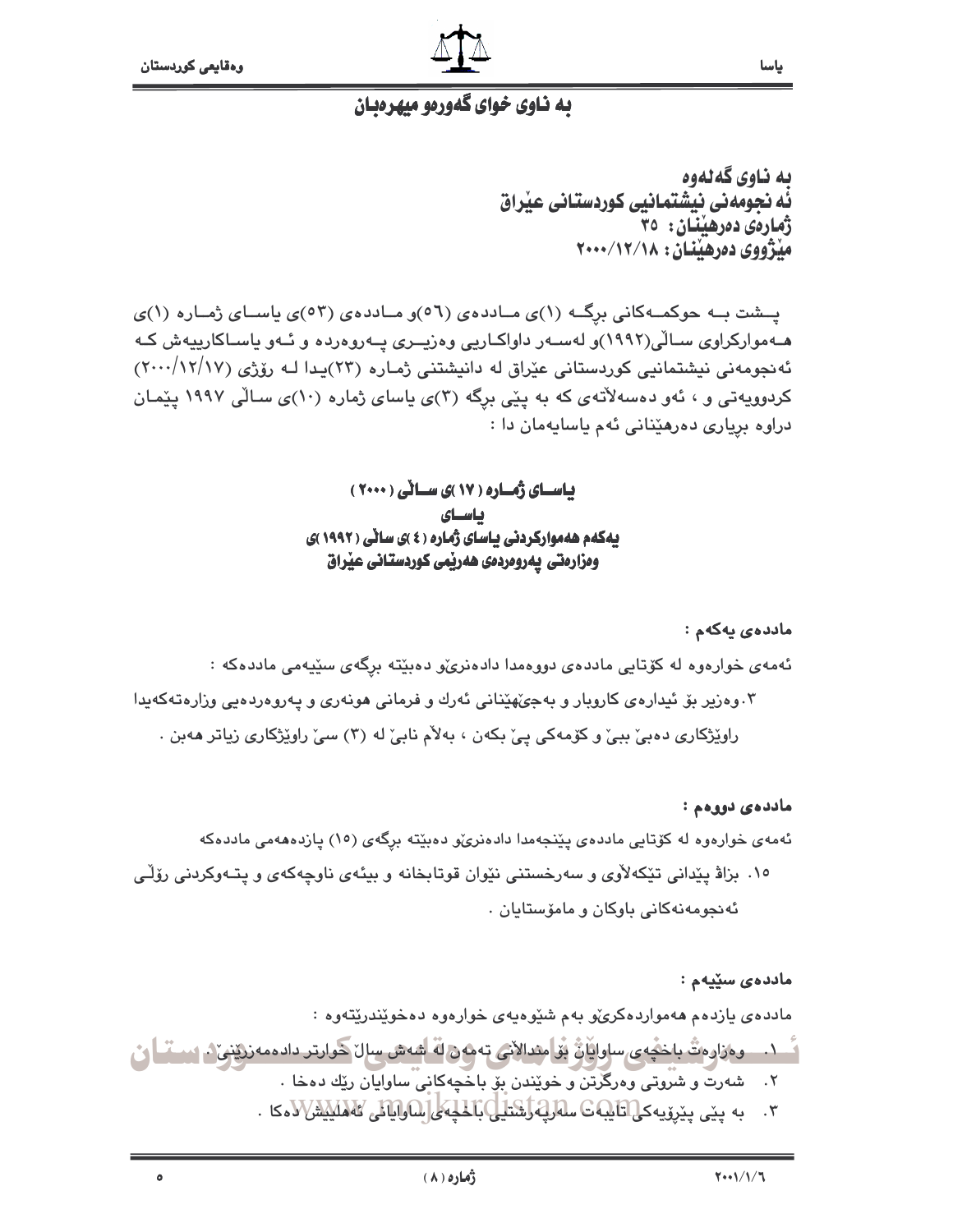# به ناوی خوای گەورەو میهرەبان

**به ناوی گەلەوە**
**ئەنجومەنی نیشتمانیی کوردستانی عێراق**
**ژمارەی دەرهێنان: ٣٥**
**مێژووی دەرهێنان: ٢٠٠٠/١٢/١٨**

پشت بە حوکمەکانی برگە (١)ی ماددەی (٥٦)و ماددەی (٥٣)ی یاسای ژمارە (١)ی هەموارکراوی ساڵی(١٩٩٢)و لەسەر داواکاریی وەزیری پەروەردە و ئەو یاساکارییەش کە ئەنجومەنی نیشتمانیی کوردستانی عێراق لە دانیشتنی ژمارە (٢٣)یدا لە ڕۆژی (٢٠٠٠/١٢/١٧) کردوویەتی و ، ئەو دەسەڵاتەی کە بە پێی برگە (٣)ی یاسای ژمارە (١٠)ی ساڵی ١٩٩٧ پێمان دراوە بڕیاری دەرهێنانی ئەم یاسایەمان دا :

## یاسای ژمارە (١٧)ی ساڵی (٢٠٠٠)
## یاسای
## یەکەم هەموارکردنی یاسای ژمارە (٤)ی ساڵی (١٩٩٢)ی وەزارەتی پەروەردەی هەرێمی کوردستانی عێراق

**ماددەی یەکەم :**

ئەمەی خوارەوە لە کۆتایی ماددەی دووەمدا دادەنرێو دەبێتە برگەی سێیەمی ماددەکە :

٣.وەزیر بۆ ئیدارەی کاروبار و بەجێهێنانی ئەرك و فرمانی هونەری و پەروەردەیی وزارەتەکەیدا ڕاوێژکاری دەبێ ببێ و کۆمەکی پێ بکەن ، بەڵام نابێ لە (٣) سێ ڕاوێژکاری زیاتر هەبن .

**ماددەی دووەم :**

ئەمەی خوارەوە لە کۆتایی ماددەی پێنجەمدا دادەنرێو دەبێتە برگەی (١٥) پازدەهەمی ماددەکە

١٥. بزاڤ پێدانی تێکەڵاوی و سەرخستنی نێوان قوتابخانە و بیئەی ناوچەکەی و پتەوکردنی ڕۆڵی ئەنجومەنەکانی باوکان و مامۆستایان .

**ماددەی سێیەم :**

ماددەی یازدەم هەمواردەکرێو بەم شێوەیەی خوارەوە دەخوێندرێتەوە :

١. وەزارەت باخچەی ساوایان بۆ منداڵانی تەمەن لە شەش ساڵ خوارتر دادەمەزرێنێ .
٢. شەرت و شروتی وەرگرتن و خوێندن بۆ باخچەکانی ساوایان ڕێك دەخا .
٣. بە پێی پێڕۆیەکی تایبەت سەرپەرشتیی باخچەی ساوایانی ئەهلییش دەکا .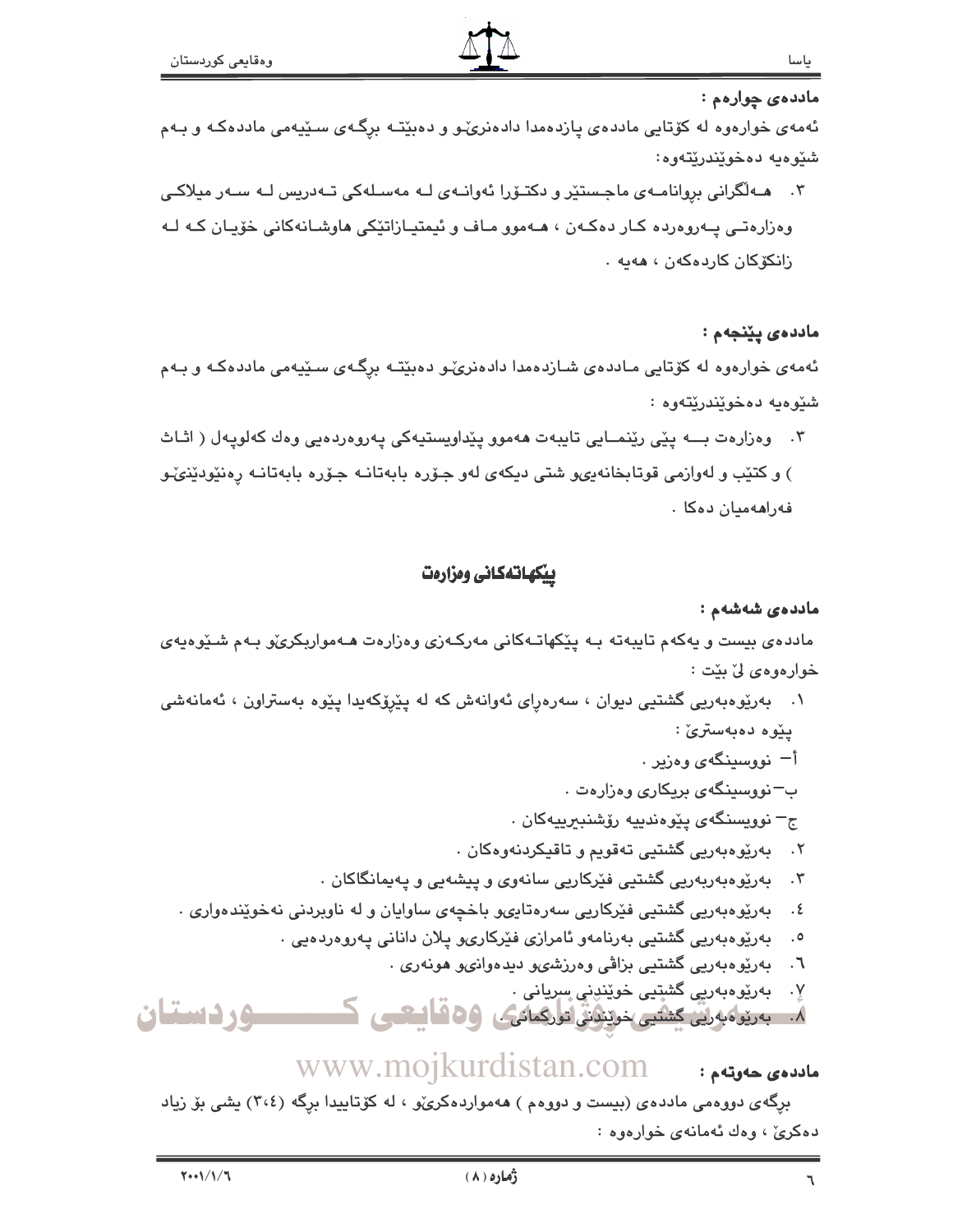**ماددەی چوارەم :**

ئەمەی خوارەوە لە کۆتایی ماددەی پازدەمدا دادەنرێو و دەبێتە برگەی سێیەمی ماددەکە و بەم شێوەیە دەخوێندرێتەوە:

٣. هەڵگرانی بڕوانامەی ماجستێر و دکتۆرا ئەوانەی لە مەسلەکی تەدریس لە سەر میلاکی وەزارەتی پەروەردە کار دەکەن ، هەموو ماف و ئیمتیازاتێکی هاوشانەکانی خۆیان کە لە زانکۆکان کاردەکەن ، هەیە .

**ماددەی پێنجەم :**

ئەمەی خوارەوە لە کۆتایی ماددەی شازدەمدا دادەنرێو دەبێتە برگەی سێیەمی ماددەکە و بەم شێوەیە دەخوێندرێتەوە :

٣. وەزارەت بە پێی ڕێنمایی تایبەت هەموو پێداویستیەکی پەروەردەیی وەك کەلوپەل ( اثاث ) و کتێب و لەوازمی قوتابخانەیىو شتی دیکەی لەو جۆرە بابەتانە جۆرە ڕەنێودێنىو فەراهەمیان دەکا .

## پێکهاتەکانی وەزارەت

**ماددەی شەشەم :**

ماددەی بیست و یەکەم تایبەتە بە پێکهاتەکانی مەرکەزی وەزارەت هەمواربکرێو بەم شێوەیەی خوارەوەی لێ بێت :

١. بەڕێوەبەریی گشتیی دیوان ، سەرەڕای ئەوانەش کە لە پێڕۆکەیدا پێوە بەستراون ، ئەمانەشی پێوە دەبەسترێ :

أ- نووسینگەی وەزیر .

ب-نووسینگەی بریکاری وەزارەت .

ج- نوویسنگەی پێوەندییە ڕۆشنبیرییەکان .

٢. بەڕێوەبەریی گشتیی تەقویم و تاقیکردنەوەکان .

٣. بەڕێوەبەربەریی گشتیی فێرکاریی سانەوی و پیشەیی و پەیمانگاکان .

٤. بەڕێوەبەریی گشتیی فێرکاریی سەرەتاییو باخچەی ساوایان و لە ناوبردنی نەخوێندەواری .

٥. بەڕێوەبەریی گشتیی بەرنامەو ئامرازی فێرکاریو پلان دانانی پەروەردەیی .

٦. بەڕێوەبەریی گشتیی بزاڤی وەرزشیو دیدەوانیو هونەری .

٧. بەڕێوەبەریی گشتیی خوێندنی سریانی .

٨. بەڕێوەبەریی گشتیی خوێندنی تورکمانی .

**ماددەی حەوتەم :**

برگەی دووەمی ماددەی (بیست و دووەم ) هەمواردەکرێو ، لە کۆتاییدا برگە (٣،٤) یشی بۆ زیاد دەکرێ ، وەك ئەمانەی خوارەوە :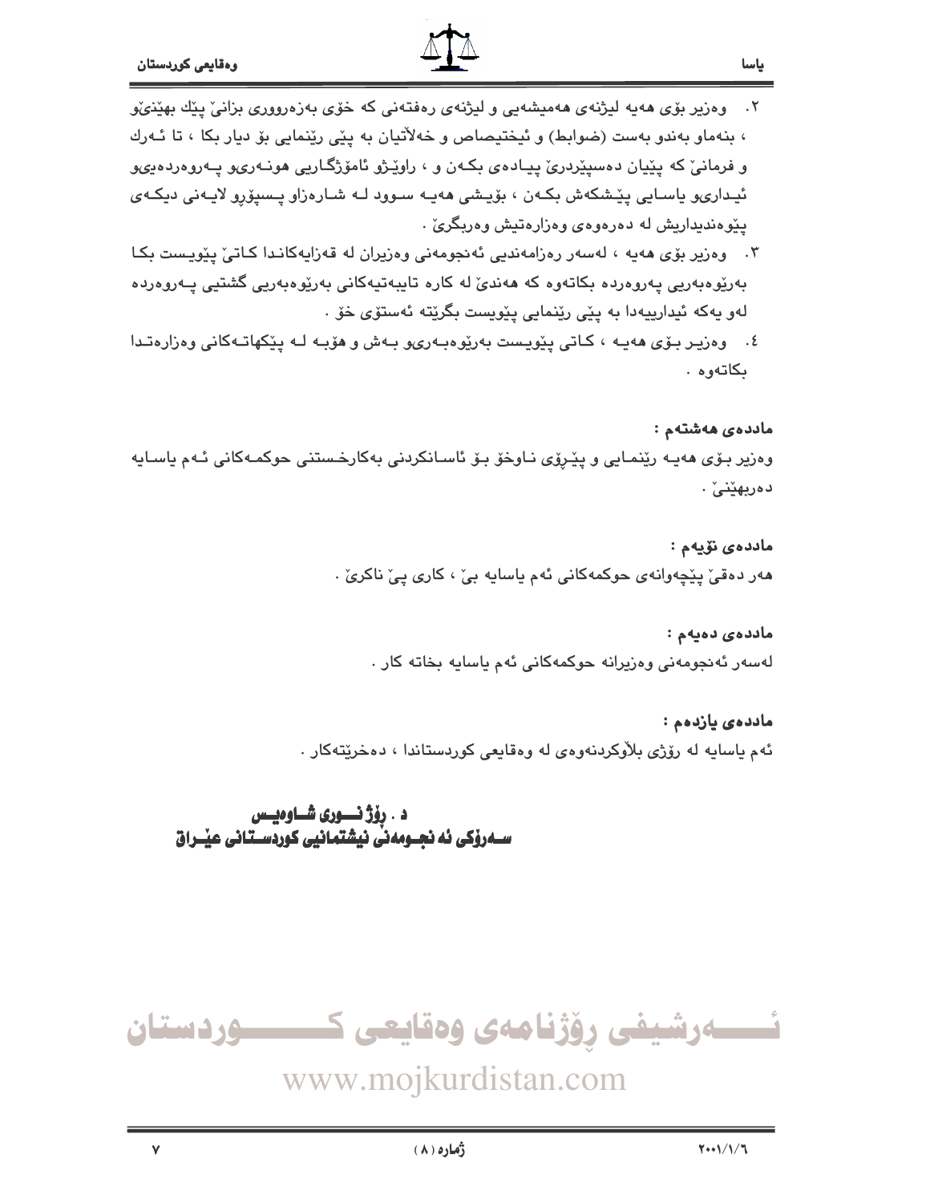٢. وەزیر بۆی هەیە لیژنەی هەمیشەیی و لیژنەی رەفتەنی کە خۆی بەزەرووری بزانێ پێك بهێنێو ، بنەماو بەندو بەست (ضوابط) و ئیختیصاص و خەلاّتیان بە پێی رێنمایی بۆ دیار بکا ، تا ئەرك و فرمانێ کە پێیان دەسپێردرێ پیادەی بکەن و ، راوێژو ئامۆژگاریی هونەریو پەروەردەییو ئیداریو یاسایی پێشکەش بکەن ، بۆیشی هەیە سوود لە شارەزاو پسپۆرو لایەنی دیکەی پێوەندیداریش لە دەرەوەی وەزارەتیش وەربگرێ .

٣. وەزیر بۆی هەیە ، لەسەر رەزامەندیی ئەنجومەنی وەزیران لە قەزایەکاندا کاتێ پێویست بکا بەرێوەبەریی پەروەردە بکاتەوە کە هەندێ لە کارە تایبەتیەکانی بەرێوەبەریی گشتیی پەروەردە لەو یەکە ئیدارییەدا بە پێی رێنمایی پێویست بگرێتە ئەستۆی خۆ .

٤. وەزیر بۆی هەیە ، کاتی پێویست بەرێوەبەریو بەش و هۆبە لە پێکهاتەکانی وەزارەتدا بکاتەوە .

**ماددەی هەشتەم :**

وەزیر بۆی هەیە رێنمایی و پێرۆی ناوخۆ بۆ ئاسانکردنی بەکارخستنی حوکمەکانی ئەم یاسایە دەربهێنێ .

**ماددەی نۆیەم :**

هەر دەقێ پێچەوانەی حوکمەکانی ئەم یاسایە بێ ، کاری پێ ناکرێ .

**ماددەی دەیەم :**

لەسەر ئەنجومەنی وەزیرانە حوکمەکانی ئەم یاسایە بخاتە کار .

**ماددەی یازدەم :**

ئەم یاسایە لە رۆژی بلاّوکردنەوەی لە وەقایعی کوردستاندا ، دەخرێتەکار .

**د . رۆژ نوری شاوەیس**
**سەرۆکی ئە نجومەنی نیشتمانیی کوردستانی عێراق**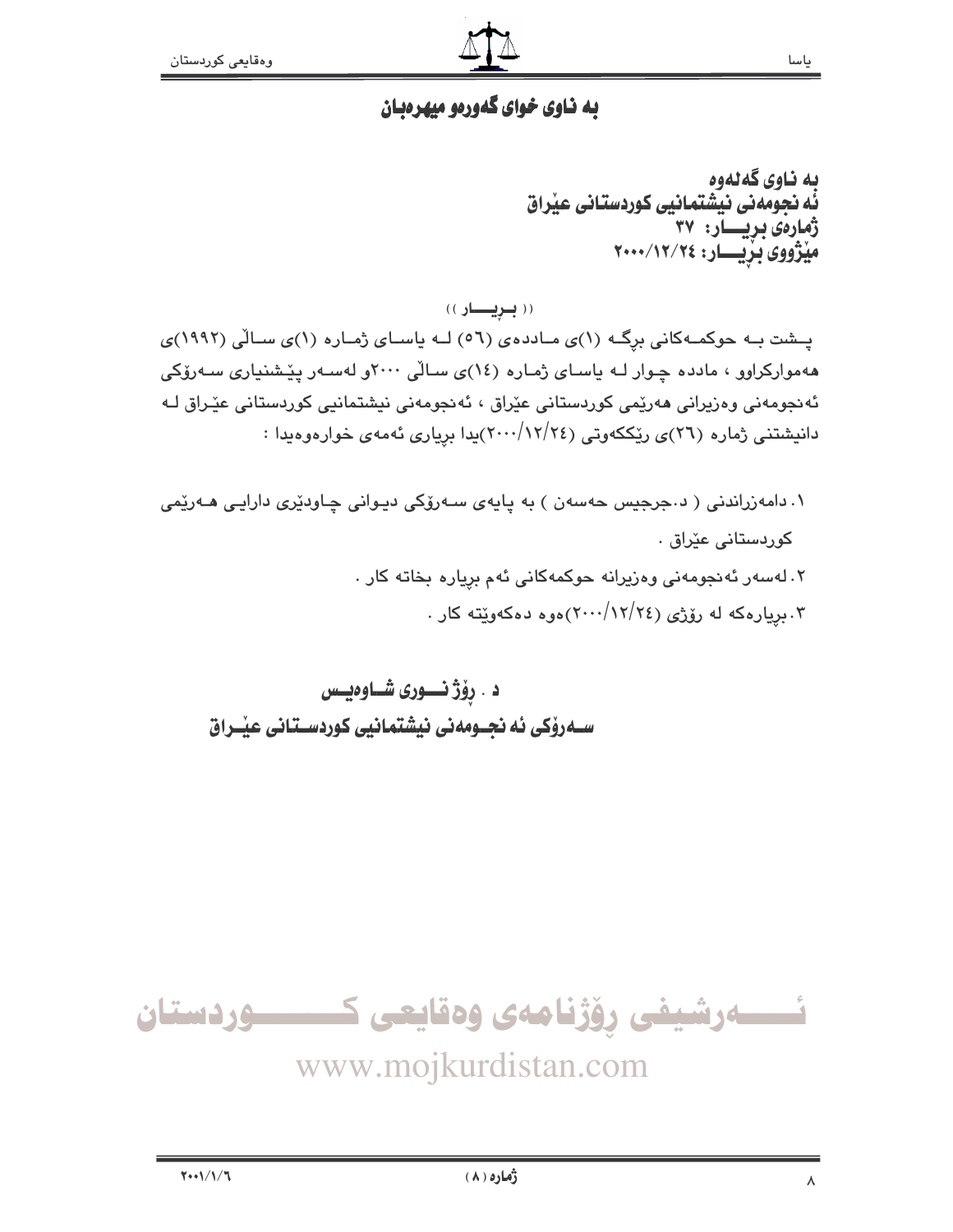# به ناوی خوای گەورەو میهرەبان

**به ناوی گەلەوە**
**ئه نجومەنی نیشتمانیی کوردستانی عێراق**
**ژمارەی بڕیـــار: ٣٧**
**مێژووی بڕیـــار: ٢٠٠٠/١٢/٢٤**

(( بـڕیـــار ))

پــشت بــه حوکمــەکانی برگــە (١)ی مــاددەی (٥٦) لــە یاســای ژمــارە (١)ی ســاڵی (١٩٩٢)ی هەموارکراوو ، مادده چـوار لـه یاسـای ژمـارە (١٤)ی سـاڵی ٢٠٠٠و لەسـەر پێـشنیاری سـەرۆکی ئەنجومەنی وەزیرانی هەرێمی کوردستانی عێراق ، ئەنجومەنی نیشتمانیی کوردستانی عێـراق لـه دانیشتنی ژمارە (٢٦)ی ڕێککەوتی (٢٠٠٠/١٢/٢٤)یدا بڕیاری ئەمەی خوارەوەیدا :

١. دامەزراندنی ( د.جرجیس حەسەن ) به پایەی سـەرۆکی دیـوانی چـاودێری دارایـی هـەرێمی کوردستانی عێراق .
٢. لەسەر ئەنجومەنی وەزیرانه حوکمەکانی ئەم بڕیاره بخاته کار .
٣. بڕیارەکه له ڕۆژی (٢٠٠٠/١٢/٢٤)ەوه دەکەوێته کار .

**د . ڕۆژ نـــوری شــاوەیــس**
**ســەرۆکی ئه نجــومەنی نیشتمانیی کوردســتانی عێــراق**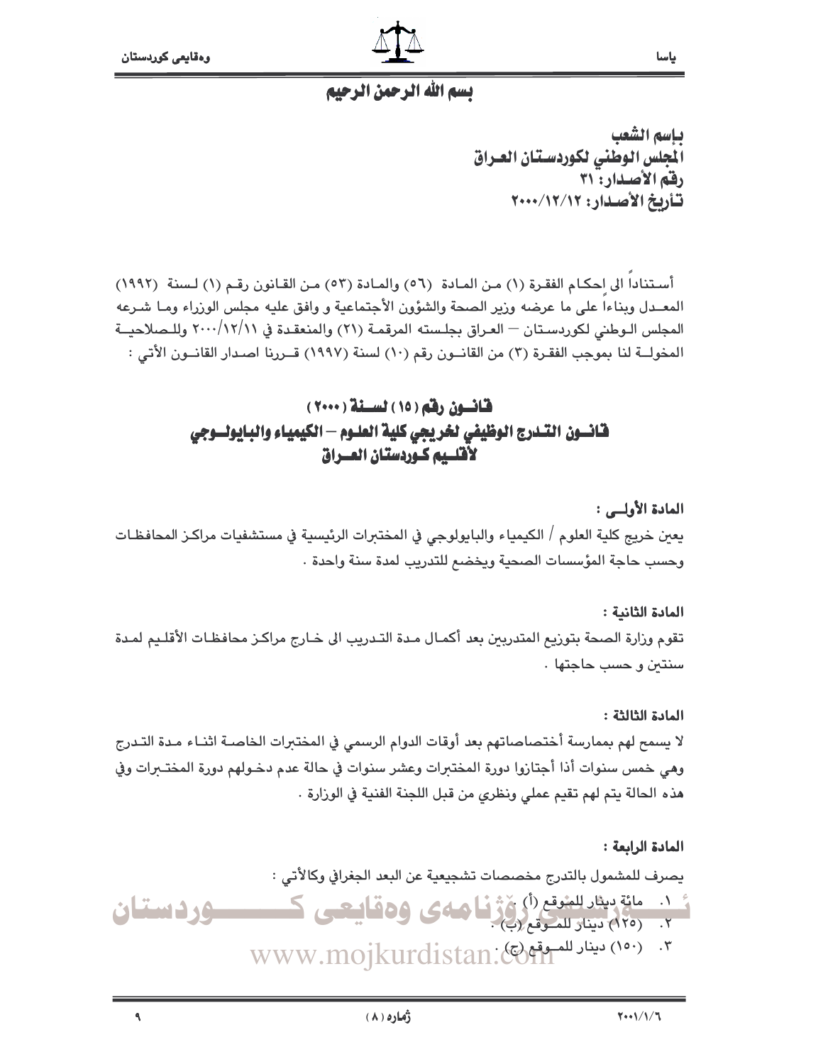## بسم الله الرحمن الرحيم

**بإسم الشعب**
**المجلس الوطني لكوردستان العراق**
**رقم الأصدار: ٣١**
**تأريخ الأصدار: ٢٠٠٠/١٢/١٢**

أستناداً الى احكام الفقرة (١) من المادة (٥٦) والمادة (٥٣) من القانون رقم (١) لسنة (١٩٩٢) المعدل وبناءاً على ما عرضه وزير الصحة والشؤون الأجتماعية و وافق عليه مجلس الوزراء وما شرعه المجلس الوطني لكوردستان – العراق بجلسته المرقمة (٢١) والمنعقدة في ٢٠٠٠/١٢/١١ وللصلاحية المخولة لنا بموجب الفقرة (٣) من القانون رقم (١٠) لسنة (١٩٩٧) قررنا اصدار القانون الأتي :

# قانون رقم (١٥) لسنة (٢٠٠٠)
# قانون التدرج الوظيفي لخريجي كلية العلوم – الكيمياء والبايولوجي لأقليم كوردستان العراق

**المادة الأولى :**

يعين خريج كلية العلوم / الكيمياء والبايولوجي في المختبرات الرئيسية في مستشفيات مراكز المحافظات وحسب حاجة المؤسسات الصحية ويخضع للتدريب لمدة سنة واحدة .

**المادة الثانية :**

تقوم وزارة الصحة بتوزيع المتدربين بعد أكمال مدة التدريب الى خارج مراكز محافظات الأقليم لمدة سنتين و حسب حاجتها .

**المادة الثالثة :**

لا يسمح لهم بممارسة أختصاصاتهم بعد أوقات الدوام الرسمي في المختبرات الخاصة اثناء مدة التدرج وهي خمس سنوات أذا أجتازوا دورة المختبرات وعشر سنوات في حالة عدم دخولهم دورة المختبرات وفي هذه الحالة يتم لهم تقيم عملي ونظري من قبل اللجنة الفنية في الوزارة .

**المادة الرابعة :**

يصرف للمشمول بالتدرج مخصصات تشجيعية عن البعد الجغرافي وكالأتي :

١. مائة دينار للموقع (أ) .
٢. (١٢٥) دينار للموقع (ب) .
٣. (١٥٠) دينار للموقع (ج) .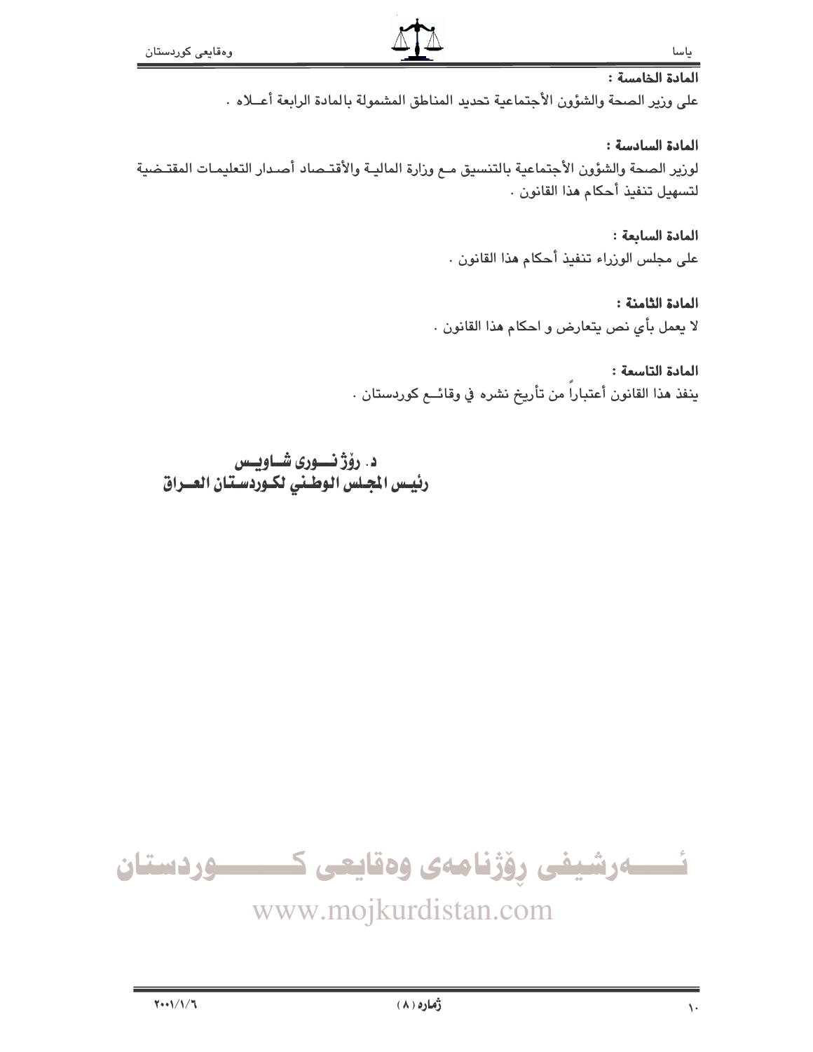**المادة الخامسة :**

على وزير الصحة والشؤون الأجتماعية تحديد المناطق المشمولة بالمادة الرابعة أعــلاه .

**المادة السادسة :**

لوزير الصحة والشؤون الأجتماعية بالتنسيق مـع وزارة الماليـة والأقتـصاد أصـدار التعليمـات المقتـضية لتسهيل تنفيذ أحكام هذا القانون .

**المادة السابعة :**

على مجلس الوزراء تنفيذ أحكام هذا القانون .

**المادة الثامنة :**

لا يعمل بأي نص يتعارض و احكام هذا القانون .

**المادة التاسعة :**

ينفذ هذا القانون أعتباراً من تأريخ نشره في وقائــع كوردستان .

**د. رۆژ نــــوری شــاویــس**
**رئيـس المجلس الوطـني لكـوردسـتان العــراق**

ئـــــەرشیفی رۆژنامەی وەقایعی کــــــــوردستان

www.mojkurdistan.com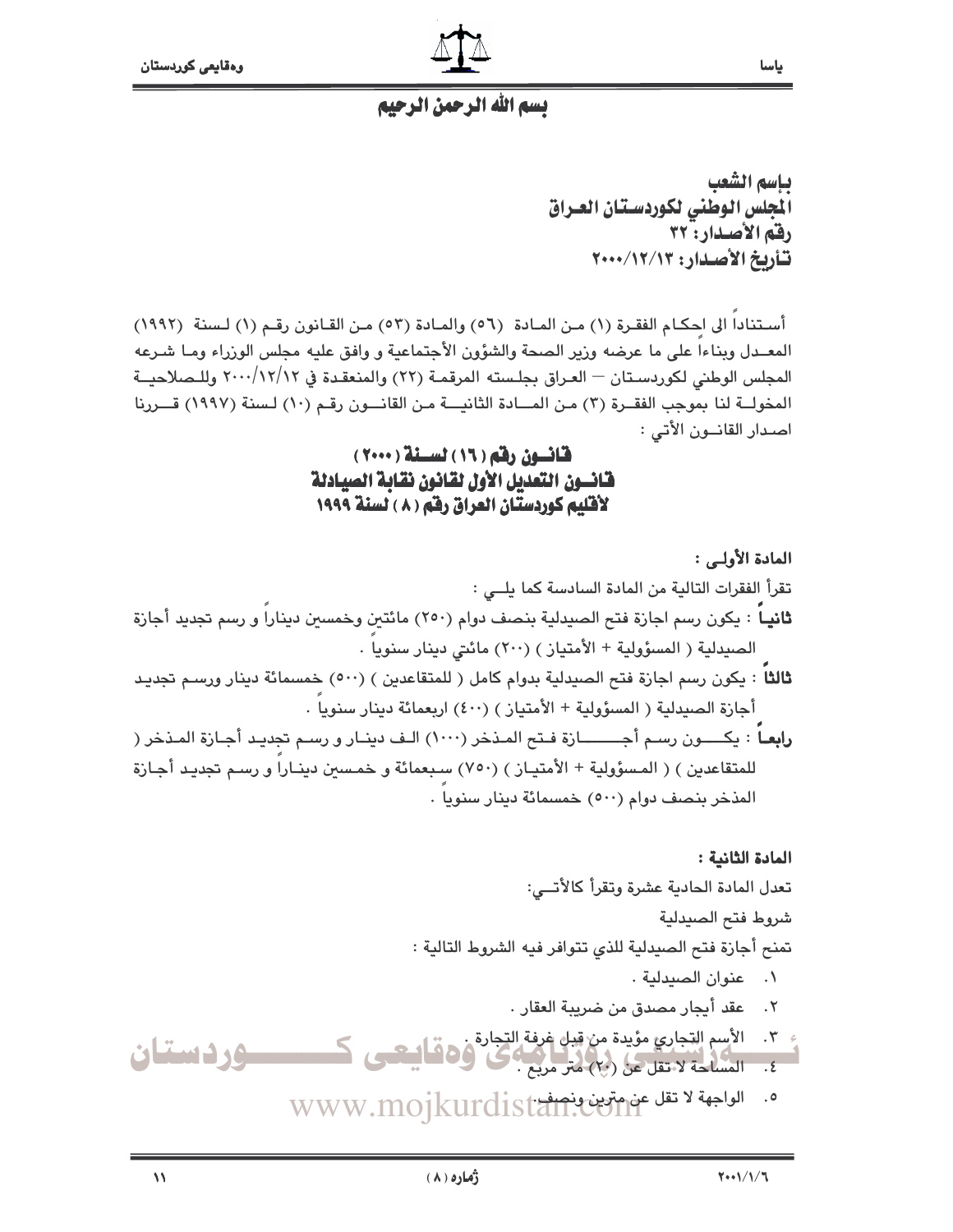# بسم الله الرحمن الرحيم

**بإسم الشعب**
**المجلس الوطني لكوردستان العراق**
**رقم الأصدار: ٣٢**
**تأريخ الأصدار: ٢٠٠٠/١٢/١٣**

أستناداً الى احكام الفقرة (١) من المادة (٥٦) والمادة (٥٣) من القانون رقم (١) لسنة (١٩٩٢) المعدل وبناءاً على ما عرضه وزير الصحة والشؤون الأجتماعية و وافق عليه مجلس الوزراء وما شرعه المجلس الوطني لكوردستان – العراق بجلسته المرقمة (٢٢) والمنعقدة في ٢٠٠٠/١٢/١٢ وللصلاحية المخولة لنا بموجب الفقرة (٣) من المادة الثانية من القانون رقم (١٠) لسنة (١٩٩٧) قررنا اصدار القانون الأتي :

## قانون رقم (١٦) لسنة (٢٠٠٠)
## قانون التعديل الأول لقانون نقابة الصيادلة
## لأقليم كوردستان العراق رقم (٨) لسنة ١٩٩٩

**المادة الأولى :**

تقرأ الفقرات التالية من المادة السادسة كما يلي :

**ثانياً** : يكون رسم اجازة فتح الصيدلية بنصف دوام (٢٥٠) مائتين وخمسين ديناراً و رسم تجديد أجازة الصيدلية ( المسؤولية + الأمتياز ) (٢٠٠) مائتي دينار سنوياً .

**ثالثاً** : يكون رسم اجازة فتح الصيدلية بدوام كامل ( للمتقاعدين ) (٥٠٠) خمسمائة دينار ورسم تجديد أجازة الصيدلية ( المسؤولية + الأمتياز ) (٤٠٠) اربعمائة دينار سنوياً .

**رابعاً** : يكون رسم أجازة فتح المذخر (١٠٠٠) الف دينار و رسم تجديد أجازة المذخر ( للمتقاعدين ) ( المسؤولية + الأمتياز ) (٧٥٠) سبعمائة و خمسين ديناراً و رسم تجديد أجازة المذخر بنصف دوام (٥٠٠) خمسمائة دينار سنوياً .

**المادة الثانية :**

تعدل المادة الحادية عشرة وتقرأ كالأتي:

شروط فتح الصيدلية

تمنح أجازة فتح الصيدلية للذي تتوافر فيه الشروط التالية :

١. عنوان الصيدلية .
٢. عقد أيجار مصدق من ضريبة العقار .
٣. الأسم التجاري مؤيدة من قبل غرفة التجارة .
٤. المساحة لا تقل عن (٢٠) متر مربع .
٥. الواجهة لا تقل عن مترين ونصف .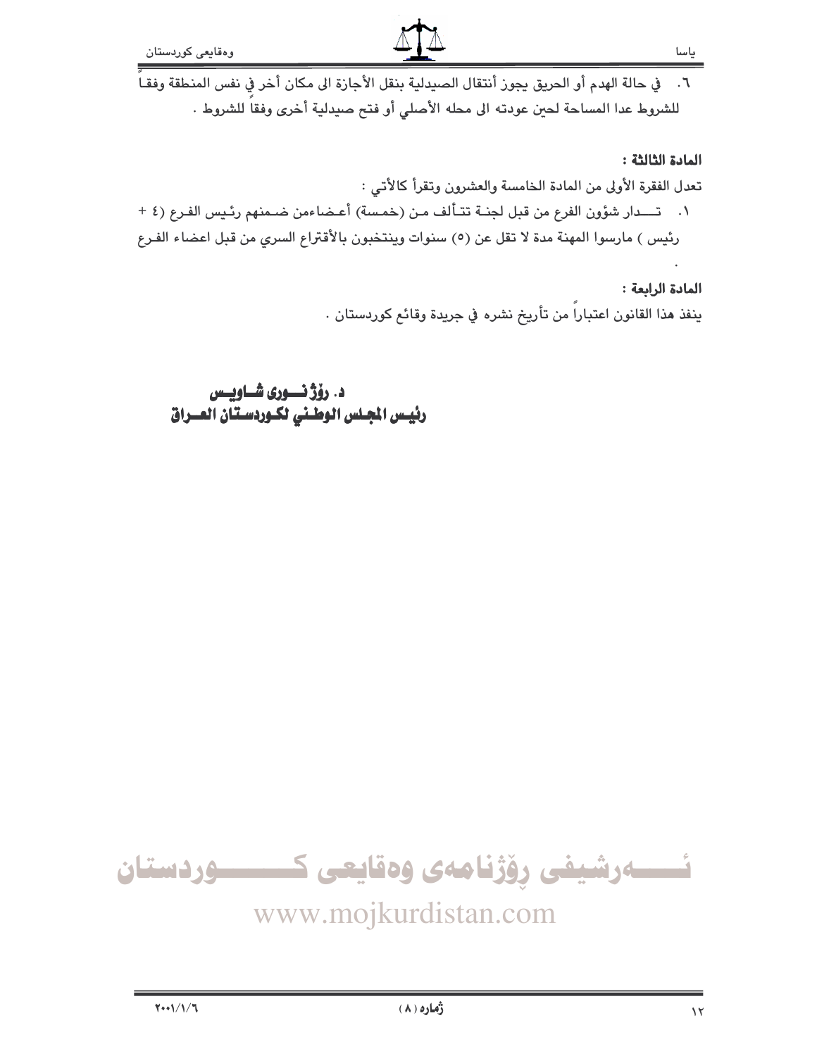٦. في حالة الهدم أو الحريق يجوز أنتقال الصيدلية بنقل الأجازة الى مكان أخر في نفس المنطقة وفقاً للشروط عدا المساحة لحين عودته الى محله الأصلي أو فتح صيدلية أخرى وفقاً للشروط .

**المادة الثالثة :**

تعدل الفقرة الأولى من المادة الخامسة والعشرون وتقرأ كالأتي :

١. تـــدار شؤون الفرع من قبل لجنـة تتـألف مـن (خمـسة) أعـضاءمن ضـمنهم رئـيس الفـرع (٤ + رئيس ) مارسوا المهنة مدة لا تقل عن (٥) سنوات وينتخبون بالأقتراع السري من قبل اعضاء الفـرع .

**المادة الرابعة :**

ينفذ هذا القانون اعتباراً من تأريخ نشره في جريدة وقائع كوردستان .

**د. رۆژنــوری شــاویــس**
**رئيس المجلس الوطـني لكـوردسـتان العــراق**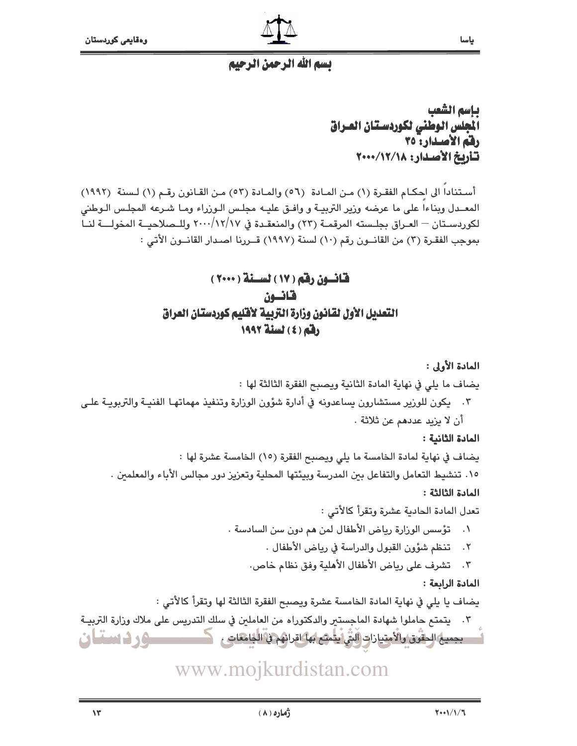بسم الله الرحمن الرحيم

**بإسم الشعب**
**المجلس الوطني لكوردستان العراق**
**رقم الأصدار: ٣٥**
**تأريخ الأصدار: ٢٠٠٠/١٢/١٨**

أستناداً الى احكام الفقرة (١) من المادة (٥٦) والمادة (٥٣) من القانون رقم (١) لسنة (١٩٩٢) المعدل وبناءاً على ما عرضه وزير التربية و وافق عليه مجلس الوزراء وما شرعه المجلس الوطني لكوردستان – العراق بجلسته المرقمة (٢٣) والمنعقدة في ٢٠٠٠/١٢/١٧ وللصلاحية المخولة لنا بموجب الفقرة (٣) من القانون رقم (١٠) لسنة (١٩٩٧) قررنا اصدار القانون الأتي :

## قانون رقم (١٧) لسنة (٢٠٠٠)
## قانون
## التعديل الأول لقانون وزارة التربية لأقليم كوردستان العراق
## رقم (٤) لسنة ١٩٩٢

**المادة الأولى :**

يضاف ما يلي في نهاية المادة الثانية ويصبح الفقرة الثالثة لها :

٣. يكون للوزير مستشارون يساعدونه في أدارة شؤون الوزارة وتنفيذ مهماتها الفنية والتربوية على أن لا يزيد عددهم عن ثلاثة .

**المادة الثانية :**

يضاف في نهاية لمادة الخامسة ما يلي ويصبح الفقرة (١٥) الخامسة عشرة لها :

١٥. تنشيط التعامل والتفاعل بين المدرسة وبيئتها المحلية وتعزيز دور مجالس الأباء والمعلمين .

**المادة الثالثة :**

تعدل المادة الحادية عشرة وتقرأ كالأتي :

١. تؤسس الوزارة رياض الأطفال لمن هم دون سن السادسة .
٢. تنظم شؤون القبول والدراسة في رياض الأطفال .
٣. تشرف على رياض الأطفال الأهلية وفق نظام خاص.

**المادة الرابعة :**

يضاف يا يلي في نهاية المادة الخامسة عشرة ويصبح الفقرة الثالثة لها وتقرأ كالأتي :

٣. يتمتع حاملوا شهادة الماجستير والدكتوراه من العاملين في سلك التدريس على ملاك وزارة التربية بجميع الحقوق والأمتيازات التي يتمتع بها اقرانهم في الجامعات .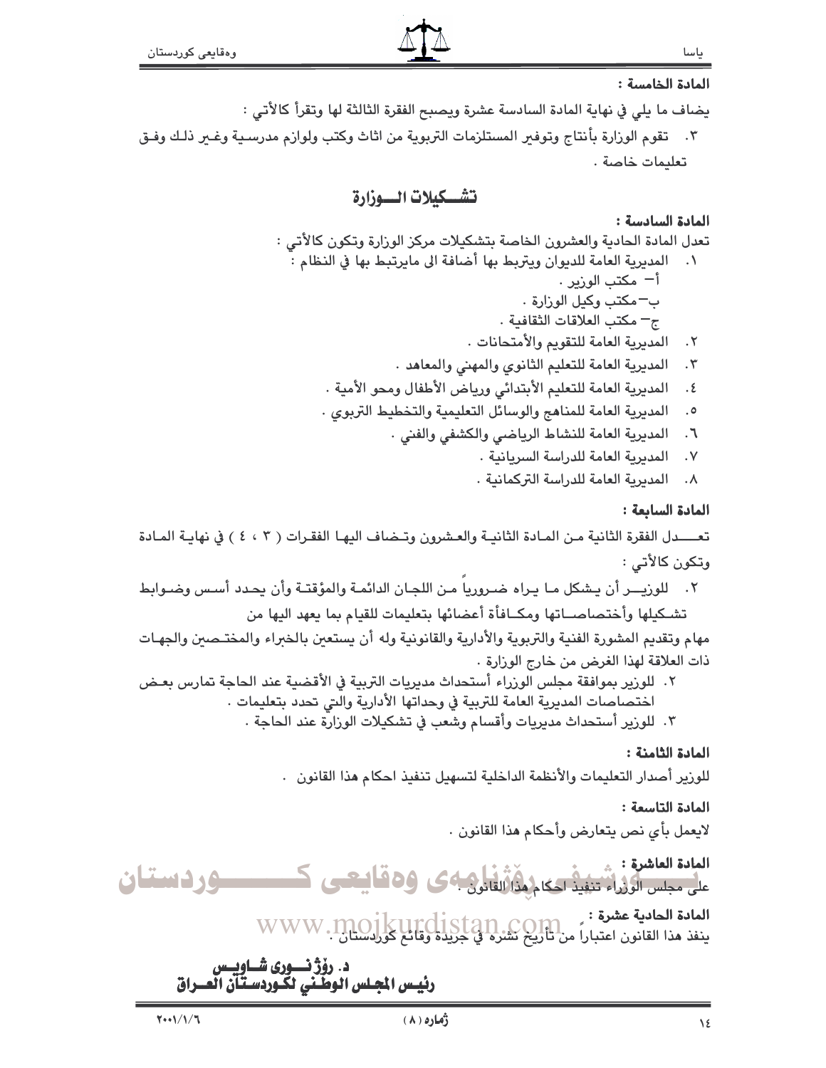**المادة الخامسة :**

يضاف ما يلي في نهاية المادة السادسة عشرة ويصبح الفقرة الثالثة لها وتقرأ كالأتي :

٣. تقوم الوزارة بأنتاج وتوفير المستلزمات التربوية من اثاث وكتب ولوازم مدرسية وغير ذلك وفق تعليمات خاصة .

## تشكيلات الوزارة

**المادة السادسة :**

تعدل المادة الحادية والعشرون الخاصة بتشكيلات مركز الوزارة وتكون كالأتي :

١. المديرية العامة للديوان ويرتبط بها أضافة الى مايرتبط بها في النظام :
   أ- مكتب الوزير .
   ب-مكتب وكيل الوزارة .
   ج- مكتب العلاقات الثقافية .
٢. المديرية العامة للتقويم والأمتحانات .
٣. المديرية العامة للتعليم الثانوي والمهني والمعاهد .
٤. المديرية العامة للتعليم الأبتدائي ورياض الأطفال ومحو الأمية .
٥. المديرية العامة للمناهج والوسائل التعليمية والتخطيط التربوي .
٦. المديرية العامة للنشاط الرياضي والكشفي والفني .
٧. المديرية العامة للدراسة السريانية .
٨. المديرية العامة للدراسة التركمانية .

**المادة السابعة :**

تعدل الفقرة الثانية من المادة الثانية والعشرون وتضاف اليها الفقرات ( ٣ ، ٤ ) في نهاية المادة وتكون كالأتي :

٢. للوزير أن يشكل ما يراه ضرورياً من اللجان الدائمة والمؤقتة وأن يحدد أسس وضوابط تشكيلها وأختصاصاتها ومكافأة أعضائها بتعليمات للقيام بما يعهد اليها من مهام وتقديم المشورة الفنية والتربوية والأدارية والقانونية وله أن يستعين بالخبراء والمختصين والجهات ذات العلاقة لهذا الغرض من خارج الوزارة .

٢. للوزير بموافقة مجلس الوزراء أستحداث مديريات التربية في الأقضية عند الحاجة تمارس بعض اختصاصات المديرية العامة للتربية في وحداتها الأدارية والتي تحدد بتعليمات .

٣. للوزير أستحداث مديريات وأقسام وشعب في تشكيلات الوزارة عند الحاجة .

**المادة الثامنة :**

للوزير أصدار التعليمات والأنظمة الداخلية لتسهيل تنفيذ احكام هذا القانون .

**المادة التاسعة :**

لايعمل بأي نص يتعارض وأحكام هذا القانون .

**المادة العاشرة :**

على مجلس الوزراء تنفيذ احكام هذا القانون .

**المادة الحادية عشرة :**

ينفذ هذا القانون اعتباراً من تأريخ نشره في جريدة وقائع كوردستان .

**د. رؤژنوری شاويس**
**رئيس المجلس الوطني لكوردستان العراق**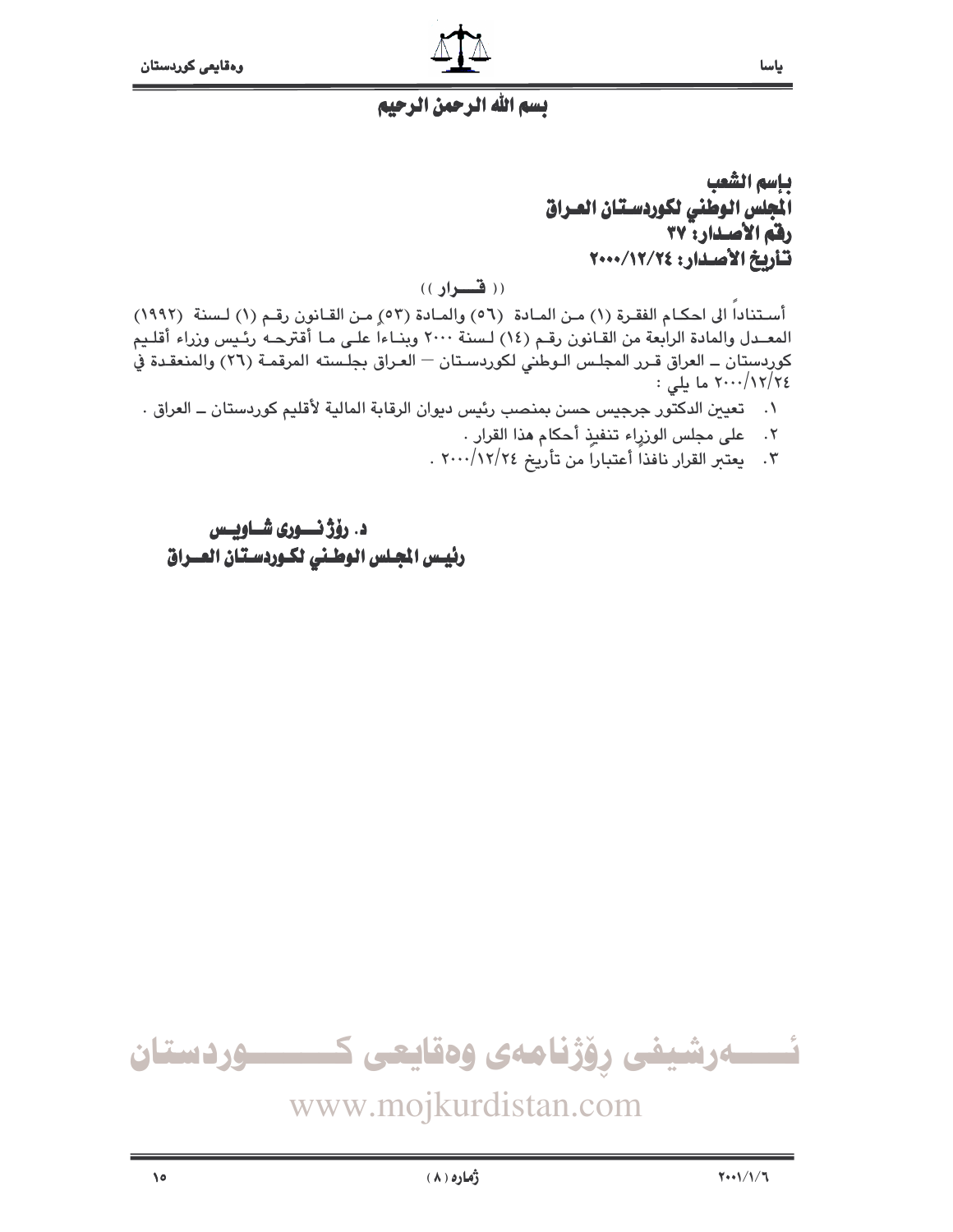**بسم الله الرحمن الرحيم**

**بإسم الشعب**
**المجلس الوطني لكوردستان العراق**
**رقم الأصدار: ٣٧**
**تأريخ الأصدار: ٢٠٠٠/١٢/٢٤**

(( قـــرار ))

أستناداً الى احكام الفقرة (١) من المادة (٥٦) والمادة (٥٣) من القانون رقم (١) لسنة (١٩٩٢) المعدل والمادة الرابعة من القانون رقم (١٤) لسنة ٢٠٠٠ وبناءا على ما أقترحه رئيس وزراء أقليم كوردستان ــ العراق قرر المجلس الوطني لكوردستان — العراق بجلسته المرقمة (٢٦) والمنعقدة في ٢٠٠٠/١٢/٢٤ ما يلي :

١. تعيين الدكتور جرجيس حسن بمنصب رئيس ديوان الرقابة المالية لأقليم كوردستان ــ العراق .
٢. على مجلس الوزراء تنفيذ أحكام هذا القرار .
٣. يعتبر القرار نافذاً أعتباراً من تأريخ ٢٠٠٠/١٢/٢٤ .

**د. رۆژ نـــوری شـــاويـــس**
**رئيـس المجلس الوطـني لكـوردستان العــراق**